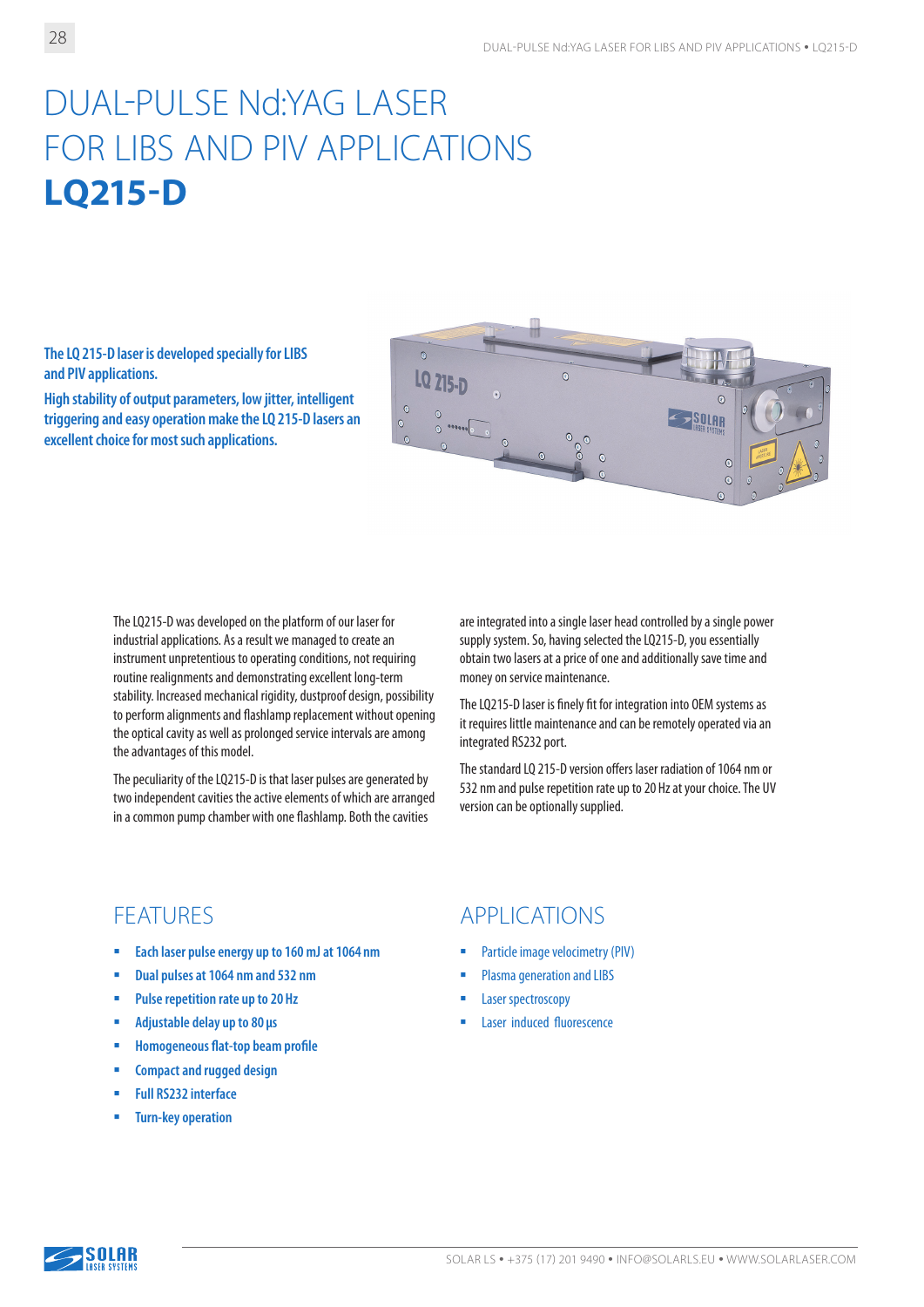# DUAL-PULSE Nd:YAG LASER FOR LIBS AND PIV APPLICATIONS **LQ215-D**

**The LQ 215-D laser is developed specially for LIBS and PIV applications.**

**High stability of output parameters, low jitter, intelligent triggering and easy operation make the LQ 215-D lasers an excellent choice for most such applications.**

The LQ215-D was developed on the platform of our laser for industrial applications. As a result we managed to create an instrument unpretentious to operating conditions, not requiring routine realignments and demonstrating excellent long-term stability. Increased mechanical rigidity, dustproof design, possibility to perform alignments and flashlamp replacement without opening the optical cavity as well as prolonged service intervals are among the advantages of this model.

The peculiarity of the LQ215-D is that laser pulses are generated by two independent cavities the active elements of which are arranged in a common pump chamber with one flashlamp. Both the cavities are integrated into a single laser head controlled by a single power supply system. So, having selected the LQ215-D, you essentially obtain two lasers at a price of one and additionally save time and money on service maintenance.

The LQ215-D laser is finely fit for integration into OEM systems as it requires little maintenance and can be remotely operated via an integrated RS232 port.

The standard LQ 215-D version offers laser radiation of 1064 nm or 532 nm and pulse repetition rate up to 20 Hz at your choice. The UV version can be optionally supplied.

## FEATURES

- Each laser pulse energy up to 160 mJ at 1064 nm
- Dual pulses at 1064 nm and 532 nm
- Pulse repetition rate up to 20 Hz
- Adjustable delay up to 80 µs
- Homogeneous flat-top beam profile
- Compact and rugged design
- Full RS232 interface
- Turn-key operation

## APPLICATIONS

- Particle image velocimetry (PIV)
- Plasma generation and LIBS
- Laser spectroscopy
- Laser induced fluorescence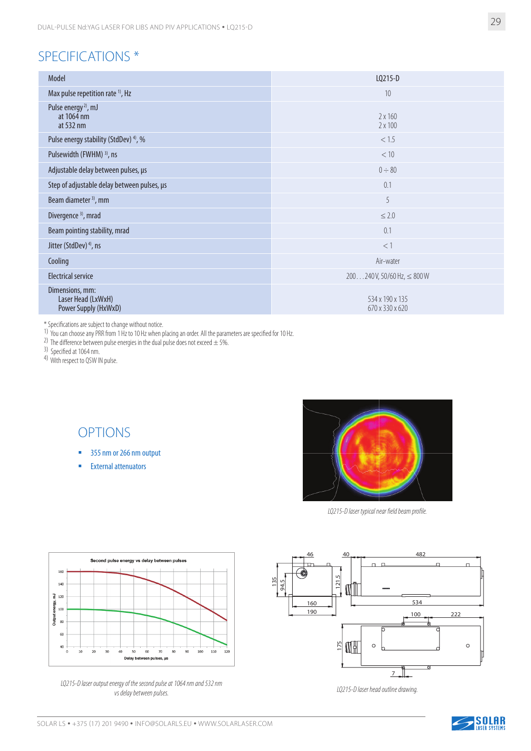## SPECIFICATIONS *

| Model | LQ215-D |
|---|---|
| Max pulse repetition rate [1], Hz | 10 |
| Pulse energy [2], mJ<br>at 1064 nm<br>at 532 nm | <br>2 x 160<br>2 x 100 |
| Pulse energy stability (StdDev) [4], % | < 1.5 |
| Pulsewidth (FWHM) [3], ns | < 10 |
| Adjustable delay between pulses, µs | 0 ÷ 80 |
| Step of adjustable delay between pulses, µs | 0.1 |
| Beam diameter [3], mm | 5 |
| Divergence [3], mrad | ≤ 2.0 |
| Beam pointing stability, mrad | 0.1 |
| Jitter (StdDev) [4], ns | < 1 |
| Cooling | Air-water |
| Electrical service | 200…240 V, 50/60 Hz, ≤ 800 W |
| Dimensions, mm:<br>Laser Head (LxWxH)<br>Power Supply (HxWxD) | <br>534 x 190 x 135<br>670 x 330 x 620 |

* Specifications are subject to change without notice.
1) You can choose any PRR from 1 Hz to 10 Hz when placing an order. All the parameters are specified for 10 Hz.
2) The difference between pulse energies in the dual pulse does not exceed ± 5%.
3) Specified at 1064 nm.
4) With respect to QSW IN pulse.

## OPTIONS

- 355 nm or 266 nm output
- External attenuators

*LQ215-D laser typical near field beam profile.*

Second pulse energy vs delay between pulses

Output energy, mJ

160
140
120
100
80
60
40

0 10 20 30 40 50 60 70 80 90 100 110 120

Delay between pulses, µs

*LQ215-D laser output energy of the second pulse at 1064 nm and 532 nm vs delay between pulses.*

46 40 482 135 94.5 121.5 160 190 534 100 222 175 7

*LQ215-D laser head outline drawing.*